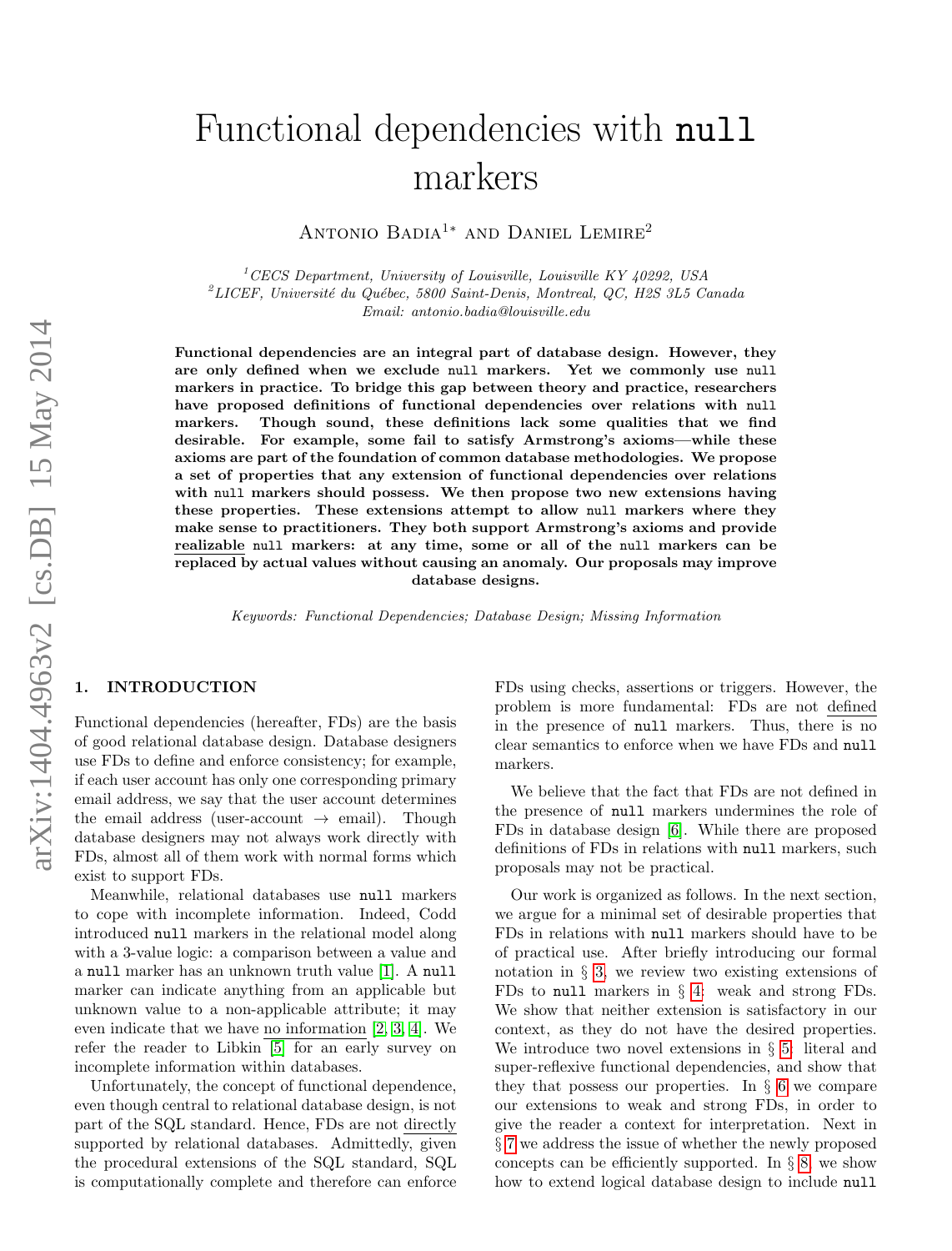# Functional dependencies with null markers

Antonio Badia[1*] and Daniel Lemire[2]

[1] *CECS Department, University of Louisville, Louisville KY 40292, USA*
[2] *LICEF, Université du Québec, 5800 Saint-Denis, Montreal, QC, H2S 3L5 Canada*
*Email: antonio.badia@louisville.edu*

**Functional dependencies are an integral part of database design. However, they are only defined when we exclude `null` markers. Yet we commonly use `null` markers in practice. To bridge this gap between theory and practice, researchers have proposed definitions of functional dependencies over relations with `null` markers. Though sound, these definitions lack some qualities that we find desirable. For example, some fail to satisfy Armstrong's axioms—while these axioms are part of the foundation of common database methodologies. We propose a set of properties that any extension of functional dependencies over relations with `null` markers should possess. We then propose two new extensions having these properties. These extensions attempt to allow `null` markers where they make sense to practitioners. They both support Armstrong's axioms and provide realizable `null` markers: at any time, some or all of the `null` markers can be replaced by actual values without causing an anomaly. Our proposals may improve database designs.**

*Keywords: Functional Dependencies; Database Design; Missing Information*

## 1. INTRODUCTION

Functional dependencies (hereafter, FDs) are the basis of good relational database design. Database designers use FDs to define and enforce consistency; for example, if each user account has only one corresponding primary email address, we say that the user account determines the email address (user-account → email). Though database designers may not always work directly with FDs, almost all of them work with normal forms which exist to support FDs.

Meanwhile, relational databases use `null` markers to cope with incomplete information. Indeed, Codd introduced `null` markers in the relational model along with a 3-value logic: a comparison between a value and a `null` marker has an unknown truth value [1]. A `null` marker can indicate anything from an applicable but unknown value to a non-applicable attribute; it may even indicate that we have no information [2, 3, 4]. We refer the reader to Libkin [5] for an early survey on incomplete information within databases.

Unfortunately, the concept of functional dependence, even though central to relational database design, is not part of the SQL standard. Hence, FDs are not directly supported by relational databases. Admittedly, given the procedural extensions of the SQL standard, SQL is computationally complete and therefore can enforce FDs using checks, assertions or triggers. However, the problem is more fundamental: FDs are not defined in the presence of `null` markers. Thus, there is no clear semantics to enforce when we have FDs and `null` markers.

We believe that the fact that FDs are not defined in the presence of `null` markers undermines the role of FDs in database design [6]. While there are proposed definitions of FDs in relations with `null` markers, such proposals may not be practical.

Our work is organized as follows. In the next section, we argue for a minimal set of desirable properties that FDs in relations with `null` markers should have to be of practical use. After briefly introducing our formal notation in § 3, we review two existing extensions of FDs to `null` markers in § 4: weak and strong FDs. We show that neither extension is satisfactory in our context, as they do not have the desired properties. We introduce two novel extensions in § 5: literal and super-reflexive functional dependencies, and show that they that possess our properties. In § 6 we compare our extensions to weak and strong FDs, in order to give the reader a context for interpretation. Next in § 7 we address the issue of whether the newly proposed concepts can be efficiently supported. In § 8, we show how to extend logical database design to include `null`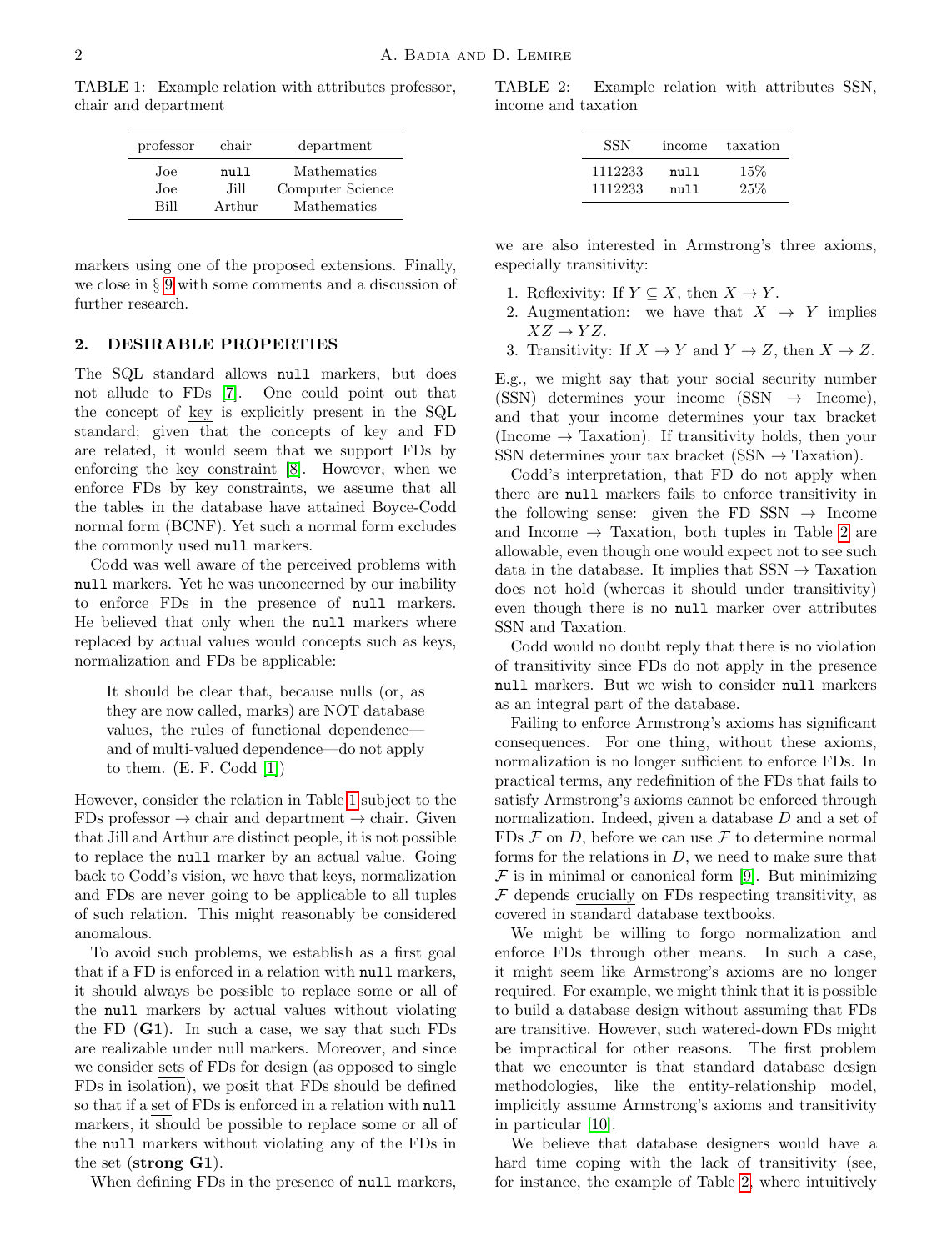TABLE 1: Example relation with attributes professor, chair and department

| professor | chair | department |
|---|---|---|
| Joe | null | Mathematics |
| Joe | Jill | Computer Science |
| Bill | Arthur | Mathematics |

TABLE 2: Example relation with attributes SSN, income and taxation

| SSN | income | taxation |
|---|---|---|
| 1112233 | null | 15% |
| 1112233 | null | 25% |

markers using one of the proposed extensions. Finally, we close in § 9 with some comments and a discussion of further research.

## 2. DESIRABLE PROPERTIES

The SQL standard allows null markers, but does not allude to FDs [7]. One could point out that the concept of key is explicitly present in the SQL standard; given that the concepts of key and FD are related, it would seem that we support FDs by enforcing the key constraint [8]. However, when we enforce FDs by key constraints, we assume that all the tables in the database have attained Boyce-Codd normal form (BCNF). Yet such a normal form excludes the commonly used null markers.

Codd was well aware of the perceived problems with null markers. Yet he was unconcerned by our inability to enforce FDs in the presence of null markers. He believed that only when the null markers where replaced by actual values would concepts such as keys, normalization and FDs be applicable:

> It should be clear that, because nulls (or, as they are now called, marks) are NOT database values, the rules of functional dependence—and of multi-valued dependence—do not apply to them. (E. F. Codd [1])

However, consider the relation in Table 1 subject to the FDs professor → chair and department → chair. Given that Jill and Arthur are distinct people, it is not possible to replace the null marker by an actual value. Going back to Codd's vision, we have that keys, normalization and FDs are never going to be applicable to all tuples of such relation. This might reasonably be considered anomalous.

To avoid such problems, we establish as a first goal that if a FD is enforced in a relation with null markers, it should always be possible to replace some or all of the null markers by actual values without violating the FD (**G1**). In such a case, we say that such FDs are realizable under null markers. Moreover, and since we consider sets of FDs for design (as opposed to single FDs in isolation), we posit that FDs should be defined so that if a set of FDs is enforced in a relation with null markers, it should be possible to replace some or all of the null markers without violating any of the FDs in the set (**strong G1**).

When defining FDs in the presence of null markers, we are also interested in Armstrong's three axioms, especially transitivity:

1. Reflexivity: If $Y \subseteq X$, then $X \to Y$.
2. Augmentation: we have that $X \to Y$ implies $XZ \to YZ$.
3. Transitivity: If $X \to Y$ and $Y \to Z$, then $X \to Z$.

E.g., we might say that your social security number (SSN) determines your income (SSN → Income), and that your income determines your tax bracket (Income → Taxation). If transitivity holds, then your SSN determines your tax bracket (SSN → Taxation).

Codd's interpretation, that FD do not apply when there are null markers fails to enforce transitivity in the following sense: given the FD SSN → Income and Income → Taxation, both tuples in Table 2 are allowable, even though one would expect not to see such data in the database. It implies that SSN → Taxation does not hold (whereas it should under transitivity) even though there is no null marker over attributes SSN and Taxation.

Codd would no doubt reply that there is no violation of transitivity since FDs do not apply in the presence null markers. But we wish to consider null markers as an integral part of the database.

Failing to enforce Armstrong's axioms has significant consequences. For one thing, without these axioms, normalization is no longer sufficient to enforce FDs. In practical terms, any redefinition of the FDs that fails to satisfy Armstrong's axioms cannot be enforced through normalization. Indeed, given a database $D$ and a set of FDs $\mathcal{F}$ on $D$, before we can use $\mathcal{F}$ to determine normal forms for the relations in $D$, we need to make sure that $\mathcal{F}$ is in minimal or canonical form [9]. But minimizing $\mathcal{F}$ depends crucially on FDs respecting transitivity, as covered in standard database textbooks.

We might be willing to forgo normalization and enforce FDs through other means. In such a case, it might seem like Armstrong's axioms are no longer required. For example, we might think that it is possible to build a database design without assuming that FDs are transitive. However, such watered-down FDs might be impractical for other reasons. The first problem that we encounter is that standard database design methodologies, like the entity-relationship model, implicitly assume Armstrong's axioms and transitivity in particular [10].

We believe that database designers would have a hard time coping with the lack of transitivity (see, for instance, the example of Table 2, where intuitively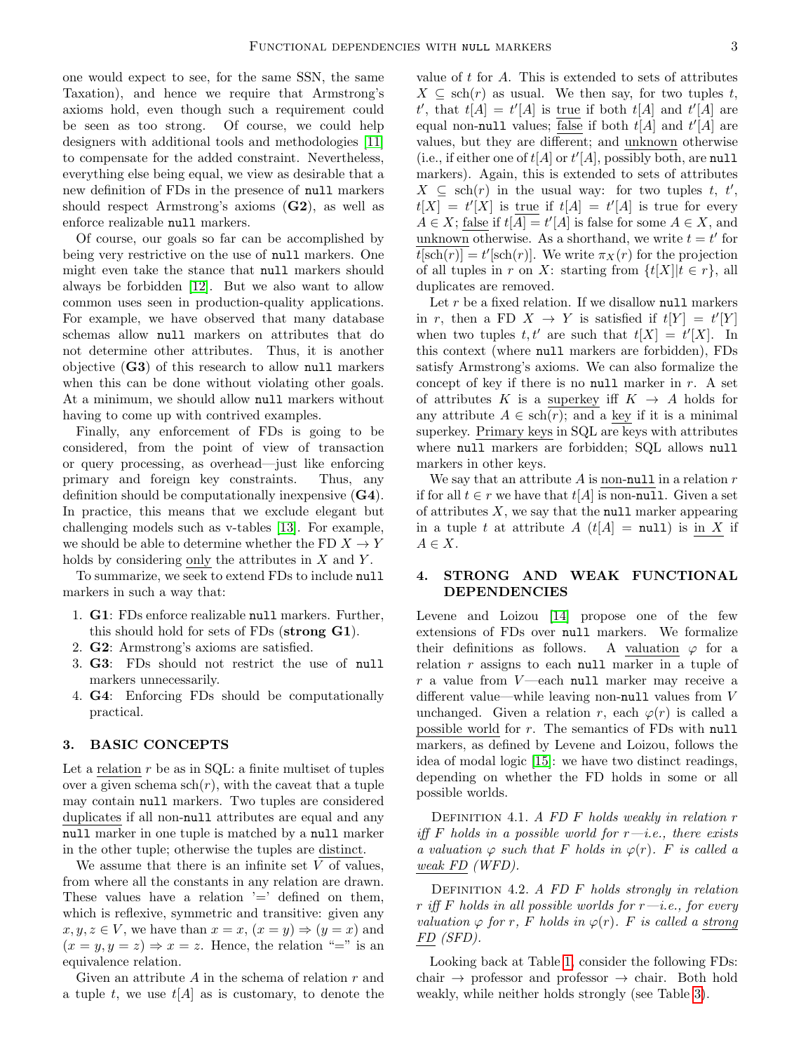one would expect to see, for the same SSN, the same Taxation), and hence we require that Armstrong's axioms hold, even though such a requirement could be seen as too strong. Of course, we could help designers with additional tools and methodologies [11] to compensate for the added constraint. Nevertheless, everything else being equal, we view as desirable that a new definition of FDs in the presence of `null` markers should respect Armstrong's axioms (**G2**), as well as enforce realizable `null` markers.

Of course, our goals so far can be accomplished by being very restrictive on the use of `null` markers. One might even take the stance that `null` markers should always be forbidden [12]. But we also want to allow common uses seen in production-quality applications. For example, we have observed that many database schemas allow `null` markers on attributes that do not determine other attributes. Thus, it is another objective (**G3**) of this research to allow `null` markers when this can be done without violating other goals. At a minimum, we should allow `null` markers without having to come up with contrived examples.

Finally, any enforcement of FDs is going to be considered, from the point of view of transaction or query processing, as overhead—just like enforcing primary and foreign key constraints. Thus, any definition should be computationally inexpensive (**G4**). In practice, this means that we exclude elegant but challenging models such as v-tables [13]. For example, we should be able to determine whether the FD $X \to Y$ holds by considering only the attributes in $X$ and $Y$.

To summarize, we seek to extend FDs to include `null` markers in such a way that:

1. **G1**: FDs enforce realizable `null` markers. Further, this should hold for sets of FDs (**strong G1**).
2. **G2**: Armstrong's axioms are satisfied.
3. **G3**: FDs should not restrict the use of `null` markers unnecessarily.
4. **G4**: Enforcing FDs should be computationally practical.

## 3. BASIC CONCEPTS

Let a relation $r$ be as in SQL: a finite multiset of tuples over a given schema $\text{sch}(r)$, with the caveat that a tuple may contain `null` markers. Two tuples are considered duplicates if all non-`null` attributes are equal and any `null` marker in one tuple is matched by a `null` marker in the other tuple; otherwise the tuples are distinct.

We assume that there is an infinite set $V$ of values, from where all the constants in any relation are drawn. These values have a relation '=' defined on them, which is reflexive, symmetric and transitive: given any $x, y, z \in V$, we have than $x = x$, $(x = y) \Rightarrow (y = x)$ and $(x = y, y = z) \Rightarrow x = z$. Hence, the relation "=" is an equivalence relation.

Given an attribute $A$ in the schema of relation $r$ and a tuple $t$, we use $t[A]$ as is customary, to denote the value of $t$ for $A$. This is extended to sets of attributes $X \subseteq \text{sch}(r)$ as usual. We then say, for two tuples $t$, $t'$, that $t[A] = t'[A]$ is true if both $t[A]$ and $t'[A]$ are equal non-`null` values; false if both $t[A]$ and $t'[A]$ are values, but they are different; and unknown otherwise (i.e., if either one of $t[A]$ or $t'[A]$, possibly both, are `null` markers). Again, this is extended to sets of attributes $X \subseteq \text{sch}(r)$ in the usual way: for two tuples $t$, $t'$, $t[X] = t'[X]$ is true if $t[A] = t'[A]$ is true for every $A \in X$; false if $t[A] = t'[A]$ is false for some $A \in X$, and unknown otherwise. As a shorthand, we write $t = t'$ for $t[\text{sch}(r)] = t'[\text{sch}(r)]$. We write $\pi_X(r)$ for the projection of all tuples in $r$ on $X$: starting from $\{t[X] | t \in r\}$, all duplicates are removed.

Let $r$ be a fixed relation. If we disallow `null` markers in $r$, then a FD $X \to Y$ is satisfied if $t[Y] = t'[Y]$ when two tuples $t, t'$ are such that $t[X] = t'[X]$. In this context (where `null` markers are forbidden), FDs satisfy Armstrong's axioms. We can also formalize the concept of key if there is no `null` marker in $r$. A set of attributes $K$ is a superkey iff $K \to A$ holds for any attribute $A \in \text{sch}(r)$; and a key if it is a minimal superkey. Primary keys in SQL are keys with attributes where `null` markers are forbidden; SQL allows `null` markers in other keys.

We say that an attribute $A$ is non-`null` in a relation $r$ if for all $t \in r$ we have that $t[A]$ is non-`null`. Given a set of attributes $X$, we say that the `null` marker appearing in a tuple $t$ at attribute $A$ ($t[A] = \texttt{null}$) is in $X$ if $A \in X$.

## 4. STRONG AND WEAK FUNCTIONAL DEPENDENCIES

Levene and Loizou [14] propose one of the few extensions of FDs over `null` markers. We formalize their definitions as follows. A valuation $\varphi$ for a relation $r$ assigns to each `null` marker in a tuple of $r$ a value from $V$—each `null` marker may receive a different value—while leaving non-`null` values from $V$ unchanged. Given a relation $r$, each $\varphi(r)$ is called a possible world for $r$. The semantics of FDs with `null` markers, as defined by Levene and Loizou, follows the idea of modal logic [15]: we have two distinct readings, depending on whether the FD holds in some or all possible worlds.

Definition 4.1. *A FD $F$ holds weakly in relation $r$ iff $F$ holds in a possible world for $r$—i.e., there exists a valuation $\varphi$ such that $F$ holds in $\varphi(r)$. $F$ is called a weak FD (WFD).*

Definition 4.2. *A FD $F$ holds strongly in relation $r$ iff $F$ holds in all possible worlds for $r$—i.e., for every valuation $\varphi$ for $r$, $F$ holds in $\varphi(r)$. $F$ is called a strong FD (SFD).*

Looking back at Table 1, consider the following FDs: chair $\to$ professor and professor $\to$ chair. Both hold weakly, while neither holds strongly (see Table 3).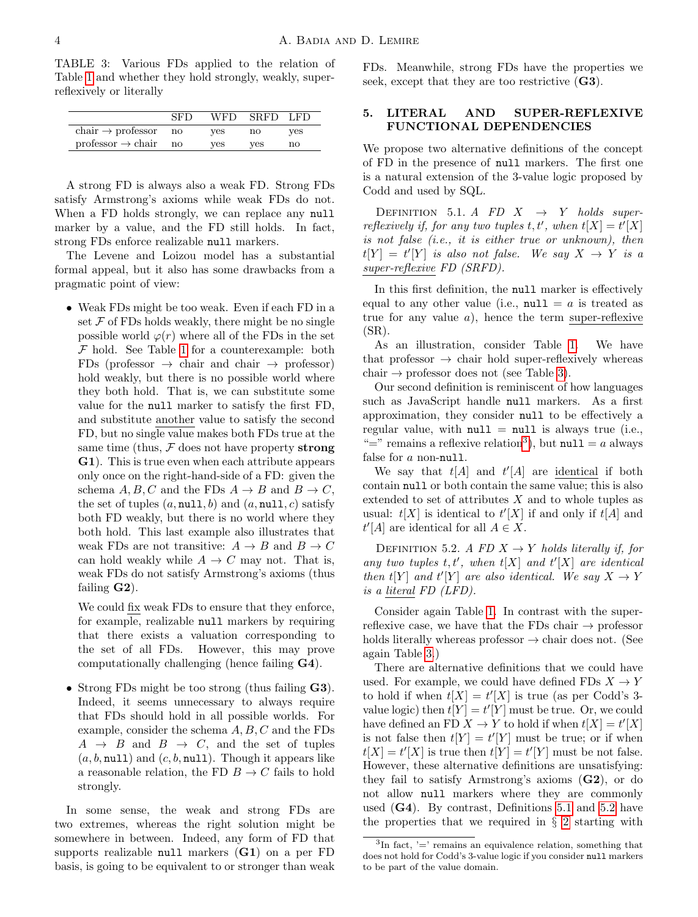TABLE 3: Various FDs applied to the relation of Table 1 and whether they hold strongly, weakly, super-reflexively or literally

| | SFD | WFD | SRFD | LFD |
|---|---|---|---|---|
| chair → professor | no | yes | no | yes |
| professor → chair | no | yes | yes | no |

A strong FD is always also a weak FD. Strong FDs satisfy Armstrong's axioms while weak FDs do not. When a FD holds strongly, we can replace any `null` marker by a value, and the FD still holds. In fact, strong FDs enforce realizable `null` markers.

The Levene and Loizou model has a substantial formal appeal, but it also has some drawbacks from a pragmatic point of view:

- Weak FDs might be too weak. Even if each FD in a set $\mathcal{F}$ of FDs holds weakly, there might be no single possible world $\varphi(r)$ where all of the FDs in the set $\mathcal{F}$ hold. See Table 1 for a counterexample: both FDs (professor → chair and chair → professor) hold weakly, but there is no possible world where they both hold. That is, we can substitute some value for the `null` marker to satisfy the first FD, and substitute another value to satisfy the second FD, but no single value makes both FDs true at the same time (thus, $\mathcal{F}$ does not have property **strong G1**). This is true even when each attribute appears only once on the right-hand-side of a FD: given the schema $A, B, C$ and the FDs $A \to B$ and $B \to C$, the set of tuples $(a, \texttt{null}, b)$ and $(a, \texttt{null}, c)$ satisfy both FD weakly, but there is no world where they both hold. This last example also illustrates that weak FDs are not transitive: $A \to B$ and $B \to C$ can hold weakly while $A \to C$ may not. That is, weak FDs do not satisfy Armstrong's axioms (thus failing **G2**).

  We could fix weak FDs to ensure that they enforce, for example, realizable `null` markers by requiring that there exists a valuation corresponding to the set of all FDs. However, this may prove computationally challenging (hence failing **G4**).

- Strong FDs might be too strong (thus failing **G3**). Indeed, it seems unnecessary to always require that FDs should hold in all possible worlds. For example, consider the schema $A, B, C$ and the FDs $A \to B$ and $B \to C$, and the set of tuples $(a, b, \texttt{null})$ and $(c, b, \texttt{null})$. Though it appears like a reasonable relation, the FD $B \to C$ fails to hold strongly.

In some sense, the weak and strong FDs are two extremes, whereas the right solution might be somewhere in between. Indeed, any form of FD that supports realizable `null` markers (**G1**) on a per FD basis, is going to be equivalent to or stronger than weak FDs. Meanwhile, strong FDs have the properties we seek, except that they are too restrictive (**G3**).

## 5. LITERAL AND SUPER-REFLEXIVE FUNCTIONAL DEPENDENCIES

We propose two alternative definitions of the concept of FD in the presence of `null` markers. The first one is a natural extension of the 3-value logic proposed by Codd and used by SQL.

DEFINITION 5.1. *A FD $X \to Y$ holds super-reflexively if, for any two tuples $t, t'$, when $t[X] = t'[X]$ is not false (i.e., it is either true or unknown), then $t[Y] = t'[Y]$ is also not false. We say $X \to Y$ is a super-reflexive FD (SRFD).*

In this first definition, the `null` marker is effectively equal to any other value (i.e., `null` $= a$ is treated as true for any value $a$), hence the term super-reflexive (SR).

As an illustration, consider Table 1. We have that professor → chair hold super-reflexively whereas chair → professor does not (see Table 3).

Our second definition is reminiscent of how languages such as JavaScript handle `null` markers. As a first approximation, they consider `null` to be effectively a regular value, with `null` = `null` is always true (i.e., "=" remains a reflexive relation[3]), but `null` $= a$ always false for $a$ non-`null`.

We say that $t[A]$ and $t'[A]$ are identical if both contain `null` or both contain the same value; this is also extended to set of attributes $X$ and to whole tuples as usual: $t[X]$ is identical to $t'[X]$ if and only if $t[A]$ and $t'[A]$ are identical for all $A \in X$.

DEFINITION 5.2. *A FD $X \to Y$ holds literally if, for any two tuples $t, t'$, when $t[X]$ and $t'[X]$ are identical then $t[Y]$ and $t'[Y]$ are also identical. We say $X \to Y$ is a literal FD (LFD).*

Consider again Table 1. In contrast with the super-reflexive case, we have that the FDs chair → professor holds literally whereas professor → chair does not. (See again Table 3.)

There are alternative definitions that we could have used. For example, we could have defined FDs $X \to Y$ to hold if when $t[X] = t'[X]$ is true (as per Codd's 3-value logic) then $t[Y] = t'[Y]$ must be true. Or, we could have defined an FD $X \to Y$ to hold if when $t[X] = t'[X]$ is not false then $t[Y] = t'[Y]$ must be true; or if when $t[X] = t'[X]$ is true then $t[Y] = t'[Y]$ must be not false. However, these alternative definitions are unsatisfying: they fail to satisfy Armstrong's axioms (**G2**), or do not allow `null` markers where they are commonly used (**G4**). By contrast, Definitions 5.1 and 5.2 have the properties that we required in § 2 starting with

[3] In fact, '=' remains an equivalence relation, something that does not hold for Codd's 3-value logic if you consider `null` markers to be part of the value domain.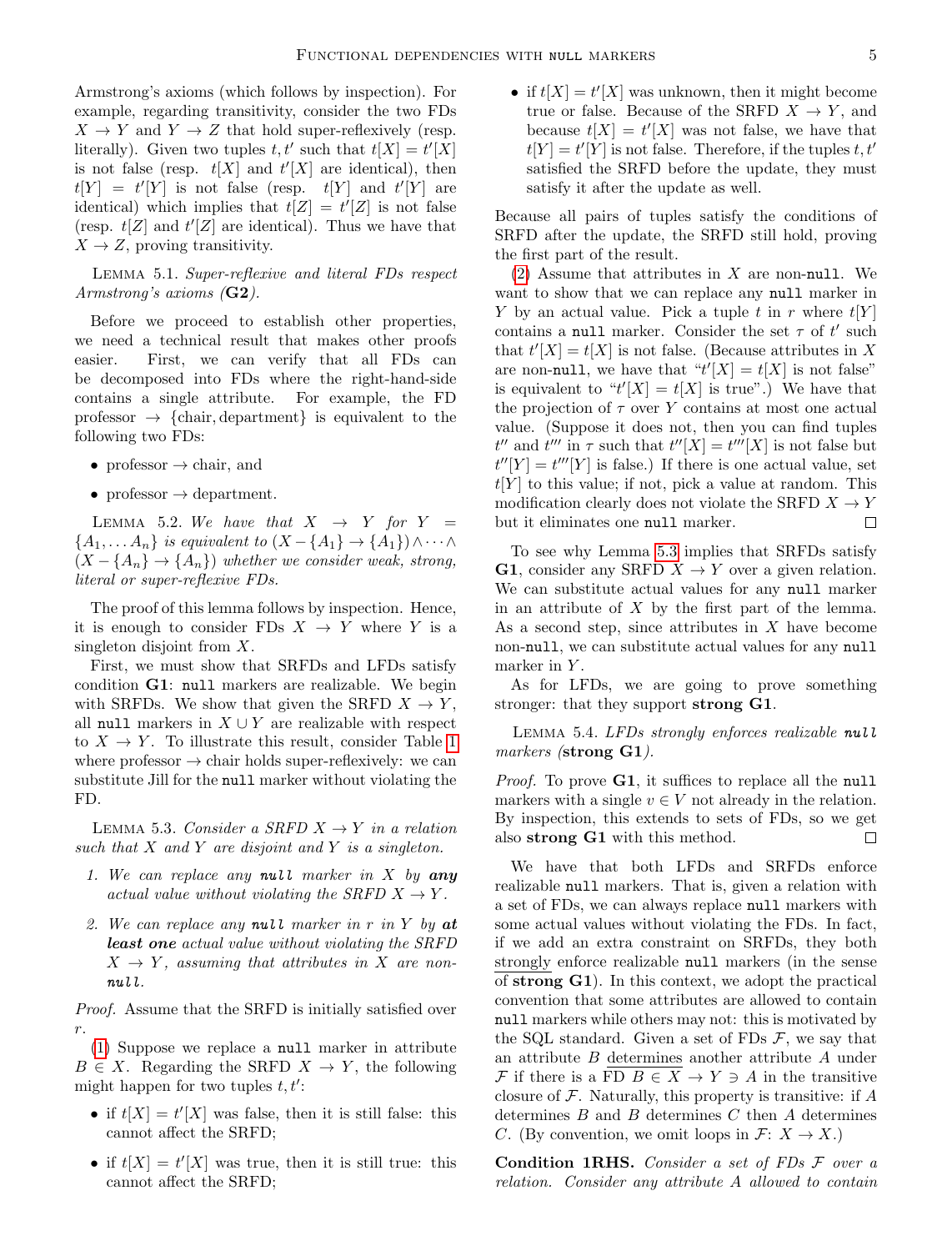Armstrong's axioms (which follows by inspection). For example, regarding transitivity, consider the two FDs $X \to Y$ and $Y \to Z$ that hold super-reflexively (resp. literally). Given two tuples $t, t'$ such that $t[X] = t'[X]$ is not false (resp. $t[X]$ and $t'[X]$ are identical), then $t[Y] = t'[Y]$ is not false (resp. $t[Y]$ and $t'[Y]$ are identical) which implies that $t[Z] = t'[Z]$ is not false (resp. $t[Z]$ and $t'[Z]$ are identical). Thus we have that $X \to Z$, proving transitivity.

Lemma 5.1. *Super-reflexive and literal FDs respect Armstrong's axioms (**G2**).*

Before we proceed to establish other properties, we need a technical result that makes other proofs easier. First, we can verify that all FDs can be decomposed into FDs where the right-hand-side contains a single attribute. For example, the FD professor $\to$ {chair, department} is equivalent to the following two FDs:

- professor $\to$ chair, and
- professor $\to$ department.

Lemma 5.2. *We have that $X \to Y$ for $Y = \{A_1, \ldots A_n\}$ is equivalent to $(X - \{A_1\} \to \{A_1\}) \wedge \cdots \wedge (X - \{A_n\} \to \{A_n\})$ whether we consider weak, strong, literal or super-reflexive FDs.*

The proof of this lemma follows by inspection. Hence, it is enough to consider FDs $X \to Y$ where $Y$ is a singleton disjoint from $X$.

First, we must show that SRFDs and LFDs satisfy condition **G1**: `null` markers are realizable. We begin with SRFDs. We show that given the SRFD $X \to Y$, all `null` markers in $X \cup Y$ are realizable with respect to $X \to Y$. To illustrate this result, consider Table 1 where professor $\to$ chair holds super-reflexively: we can substitute Jill for the `null` marker without violating the FD.

Lemma 5.3. *Consider a SRFD $X \to Y$ in a relation such that $X$ and $Y$ are disjoint and $Y$ is a singleton.*

1. *We can replace any **`null`** marker in $X$ by **any** actual value without violating the SRFD $X \to Y$.*
2. *We can replace any **`null`** marker in $r$ in $Y$ by **at least one** actual value without violating the SRFD $X \to Y$, assuming that attributes in $X$ are non-**`null`**.*

*Proof.* Assume that the SRFD is initially satisfied over $r$.

(1) Suppose we replace a `null` marker in attribute $B \in X$. Regarding the SRFD $X \to Y$, the following might happen for two tuples $t, t'$:

- if $t[X] = t'[X]$ was false, then it is still false: this cannot affect the SRFD;
- if $t[X] = t'[X]$ was true, then it is still true: this cannot affect the SRFD;
- if $t[X] = t'[X]$ was unknown, then it might become true or false. Because of the SRFD $X \to Y$, and because $t[X] = t'[X]$ was not false, we have that $t[Y] = t'[Y]$ is not false. Therefore, if the tuples $t, t'$ satisfied the SRFD before the update, they must satisfy it after the update as well.

Because all pairs of tuples satisfy the conditions of SRFD after the update, the SRFD still hold, proving the first part of the result.

(2) Assume that attributes in $X$ are non-`null`. We want to show that we can replace any `null` marker in $Y$ by an actual value. Pick a tuple $t$ in $r$ where $t[Y]$ contains a `null` marker. Consider the set $\tau$ of $t'$ such that $t'[X] = t[X]$ is not false. (Because attributes in $X$ are non-`null`, we have that "$t'[X] = t[X]$ is not false" is equivalent to "$t'[X] = t[X]$ is true".) We have that the projection of $\tau$ over $Y$ contains at most one actual value. (Suppose it does not, then you can find tuples $t''$ and $t'''$ in $\tau$ such that $t''[X] = t'''[X]$ is not false but $t''[Y] = t'''[Y]$ is false.) If there is one actual value, set $t[Y]$ to this value; if not, pick a value at random. This modification clearly does not violate the SRFD $X \to Y$ but it eliminates one `null` marker. ◻

To see why Lemma 5.3 implies that SRFDs satisfy **G1**, consider any SRFD $X \to Y$ over a given relation. We can substitute actual values for any `null` marker in an attribute of $X$ by the first part of the lemma. As a second step, since attributes in $X$ have become non-`null`, we can substitute actual values for any `null` marker in $Y$.

As for LFDs, we are going to prove something stronger: that they support **strong G1**.

Lemma 5.4. *LFDs strongly enforces realizable **`null`** markers (**strong G1**).*

*Proof.* To prove **G1**, it suffices to replace all the `null` markers with a single $v \in V$ not already in the relation. By inspection, this extends to sets of FDs, so we get also **strong G1** with this method. ◻

We have that both LFDs and SRFDs enforce realizable `null` markers. That is, given a relation with a set of FDs, we can always replace `null` markers with some actual values without violating the FDs. In fact, if we add an extra constraint on SRFDs, they both strongly enforce realizable `null` markers (in the sense of **strong G1**). In this context, we adopt the practical convention that some attributes are allowed to contain `null` markers while others may not: this is motivated by the SQL standard. Given a set of FDs $\mathcal{F}$, we say that an attribute $B$ determines another attribute $A$ under $\mathcal{F}$ if there is a FD $B \in X \to Y \ni A$ in the transitive closure of $\mathcal{F}$. Naturally, this property is transitive: if $A$ determines $B$ and $B$ determines $C$ then $A$ determines $C$. (By convention, we omit loops in $\mathcal{F}$: $X \to X$.)

**Condition 1RHS.** *Consider a set of FDs $\mathcal{F}$ over a relation. Consider any attribute $A$ allowed to contain*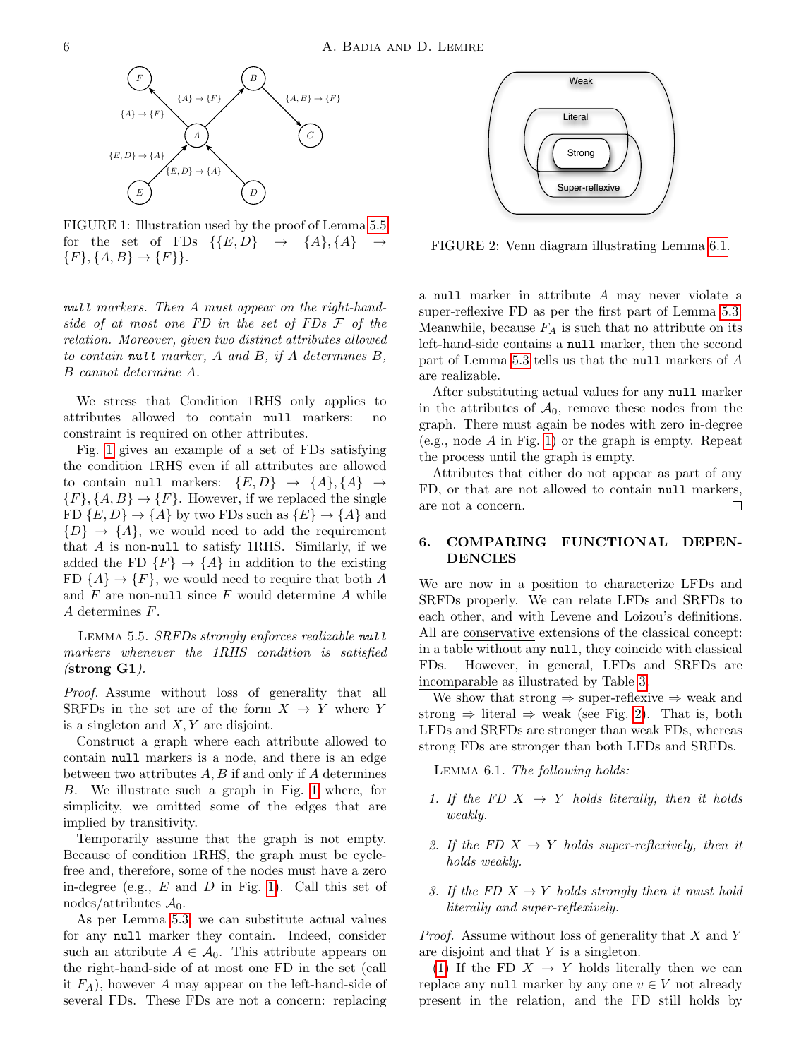FIGURE 1: Illustration used by the proof of Lemma 5.5 for the set of FDs $\{\{E, D\} \rightarrow \{A\}, \{A\} \rightarrow \{F\}, \{A, B\} \rightarrow \{F\}\}$.

*`null` markers. Then $A$ must appear on the right-hand-side of at most one FD in the set of FDs $\mathcal{F}$ of the relation. Moreover, given two distinct attributes allowed to contain `null` marker, $A$ and $B$, if $A$ determines $B$, $B$ cannot determine $A$.*

We stress that Condition 1RHS only applies to attributes allowed to contain `null` markers: no constraint is required on other attributes.

Fig. 1 gives an example of a set of FDs satisfying the condition 1RHS even if all attributes are allowed to contain `null` markers: $\{E, D\} \rightarrow \{A\}, \{A\} \rightarrow \{F\}, \{A, B\} \rightarrow \{F\}$. However, if we replaced the single FD $\{E, D\} \rightarrow \{A\}$ by two FDs such as $\{E\} \rightarrow \{A\}$ and $\{D\} \rightarrow \{A\}$, we would need to add the requirement that $A$ is non-`null` to satisfy 1RHS. Similarly, if we added the FD $\{F\} \rightarrow \{A\}$ in addition to the existing FD $\{A\} \rightarrow \{F\}$, we would need to require that both $A$ and $F$ are non-`null` since $F$ would determine $A$ while $A$ determines $F$.

LEMMA 5.5. *SRFDs strongly enforces realizable `null` markers whenever the 1RHS condition is satisfied (**strong G1**).*

*Proof.* Assume without loss of generality that all SRFDs in the set are of the form $X \rightarrow Y$ where $Y$ is a singleton and $X, Y$ are disjoint.

Construct a graph where each attribute allowed to contain `null` markers is a node, and there is an edge between two attributes $A, B$ if and only if $A$ determines $B$. We illustrate such a graph in Fig. 1 where, for simplicity, we omitted some of the edges that are implied by transitivity.

Temporarily assume that the graph is not empty. Because of condition 1RHS, the graph must be cycle-free and, therefore, some of the nodes must have a zero in-degree (e.g., $E$ and $D$ in Fig. 1). Call this set of nodes/attributes $\mathcal{A}_0$.

As per Lemma 5.3, we can substitute actual values for any `null` marker they contain. Indeed, consider such an attribute $A \in \mathcal{A}_0$. This attribute appears on the right-hand-side of at most one FD in the set (call it $F_A$), however $A$ may appear on the left-hand-side of several FDs. These FDs are not a concern: replacing a `null` marker in attribute $A$ may never violate a super-reflexive FD as per the first part of Lemma 5.3. Meanwhile, because $F_A$ is such that no attribute on its left-hand-side contains a `null` marker, then the second part of Lemma 5.3 tells us that the `null` markers of $A$ are realizable.

After substituting actual values for any `null` marker in the attributes of $\mathcal{A}_0$, remove these nodes from the graph. There must again be nodes with zero in-degree (e.g., node $A$ in Fig. 1) or the graph is empty. Repeat the process until the graph is empty.

Attributes that either do not appear as part of any FD, or that are not allowed to contain `null` markers, are not a concern. □

FIGURE 2: Venn diagram illustrating Lemma 6.1.

## 6. COMPARING FUNCTIONAL DEPENDENCIES

We are now in a position to characterize LFDs and SRFDs properly. We can relate LFDs and SRFDs to each other, and with Levene and Loizou's definitions. All are <u>conservative</u> extensions of the classical concept: in a table without any `null`, they coincide with classical FDs. However, in general, LFDs and SRFDs are <u>incomparable</u> as illustrated by Table 3.

We show that strong ⇒ super-reflexive ⇒ weak and strong ⇒ literal ⇒ weak (see Fig. 2). That is, both LFDs and SRFDs are stronger than weak FDs, whereas strong FDs are stronger than both LFDs and SRFDs.

LEMMA 6.1. *The following holds:*

1. *If the FD $X \rightarrow Y$ holds literally, then it holds weakly.*
2. *If the FD $X \rightarrow Y$ holds super-reflexively, then it holds weakly.*
3. *If the FD $X \rightarrow Y$ holds strongly then it must hold literally and super-reflexively.*

*Proof.* Assume without loss of generality that $X$ and $Y$ are disjoint and that $Y$ is a singleton.

(1) If the FD $X \rightarrow Y$ holds literally then we can replace any `null` marker by any one $v \in V$ not already present in the relation, and the FD still holds by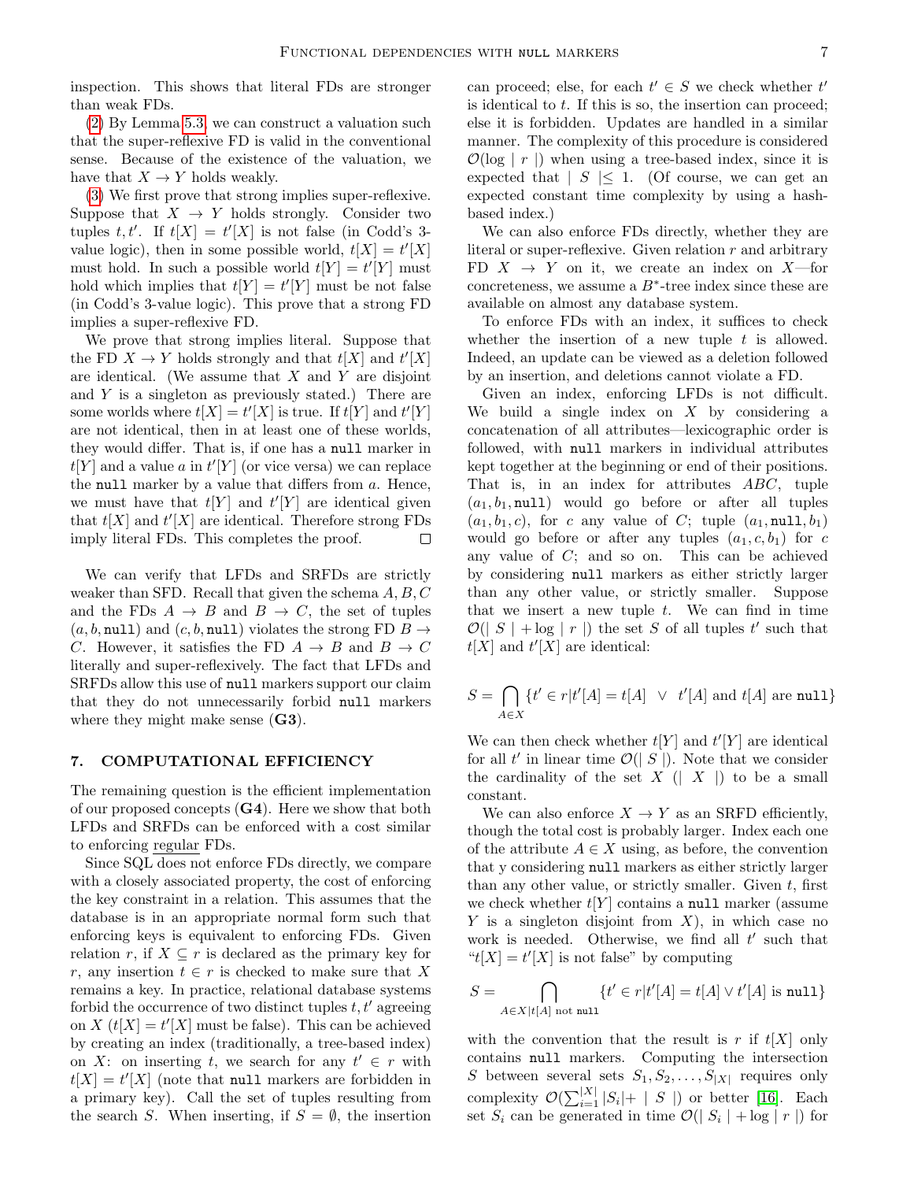inspection. This shows that literal FDs are stronger than weak FDs.

(2) By Lemma 5.3, we can construct a valuation such that the super-reflexive FD is valid in the conventional sense. Because of the existence of the valuation, we have that $X \rightarrow Y$ holds weakly.

(3) We first prove that strong implies super-reflexive. Suppose that $X \rightarrow Y$ holds strongly. Consider two tuples $t, t'$. If $t[X] = t'[X]$ is not false (in Codd's 3-value logic), then in some possible world, $t[X] = t'[X]$ must hold. In such a possible world $t[Y] = t'[Y]$ must hold which implies that $t[Y] = t'[Y]$ must be not false (in Codd's 3-value logic). This prove that a strong FD implies a super-reflexive FD.

We prove that strong implies literal. Suppose that the FD $X \rightarrow Y$ holds strongly and that $t[X]$ and $t'[X]$ are identical. (We assume that $X$ and $Y$ are disjoint and $Y$ is a singleton as previously stated.) There are some worlds where $t[X] = t'[X]$ is true. If $t[Y]$ and $t'[Y]$ are not identical, then in at least one of these worlds, they would differ. That is, if one has a `null` marker in $t[Y]$ and a value $a$ in $t'[Y]$ (or vice versa) we can replace the `null` marker by a value that differs from $a$. Hence, we must have that $t[Y]$ and $t'[Y]$ are identical given that $t[X]$ and $t'[X]$ are identical. Therefore strong FDs imply literal FDs. This completes the proof. □

We can verify that LFDs and SRFDs are strictly weaker than SFD. Recall that given the schema $A, B, C$ and the FDs $A \rightarrow B$ and $B \rightarrow C$, the set of tuples $(a, b, \texttt{null})$ and $(c, b, \texttt{null})$ violates the strong FD $B \rightarrow C$. However, it satisfies the FD $A \rightarrow B$ and $B \rightarrow C$ literally and super-reflexively. The fact that LFDs and SRFDs allow this use of `null` markers support our claim that they do not unnecessarily forbid `null` markers where they might make sense (**G3**).

## 7. COMPUTATIONAL EFFICIENCY

The remaining question is the efficient implementation of our proposed concepts (**G4**). Here we show that both LFDs and SRFDs can be enforced with a cost similar to enforcing regular FDs.

Since SQL does not enforce FDs directly, we compare with a closely associated property, the cost of enforcing the key constraint in a relation. This assumes that the database is in an appropriate normal form such that enforcing keys is equivalent to enforcing FDs. Given relation $r$, if $X \subseteq r$ is declared as the primary key for $r$, any insertion $t \in r$ is checked to make sure that $X$ remains a key. In practice, relational database systems forbid the occurrence of two distinct tuples $t, t'$ agreeing on $X$ ($t[X] = t'[X]$ must be false). This can be achieved by creating an index (traditionally, a tree-based index) on $X$: on inserting $t$, we search for any $t' \in r$ with $t[X] = t'[X]$ (note that `null` markers are forbidden in a primary key). Call the set of tuples resulting from the search $S$. When inserting, if $S = \emptyset$, the insertion can proceed; else, for each $t' \in S$ we check whether $t'$ is identical to $t$. If this is so, the insertion can proceed; else it is forbidden. Updates are handled in a similar manner. The complexity of this procedure is considered $\mathcal{O}(\log \mid r \mid)$ when using a tree-based index, since it is expected that $\mid S \mid \leq 1$. (Of course, we can get an expected constant time complexity by using a hash-based index.)

We can also enforce FDs directly, whether they are literal or super-reflexive. Given relation $r$ and arbitrary FD $X \rightarrow Y$ on it, we create an index on $X$—for concreteness, we assume a $B^*$-tree index since these are available on almost any database system.

To enforce FDs with an index, it suffices to check whether the insertion of a new tuple $t$ is allowed. Indeed, an update can be viewed as a deletion followed by an insertion, and deletions cannot violate a FD.

Given an index, enforcing LFDs is not difficult. We build a single index on $X$ by considering a concatenation of all attributes—lexicographic order is followed, with `null` markers in individual attributes kept together at the beginning or end of their positions. That is, in an index for attributes $ABC$, tuple $(a_1, b_1, \texttt{null})$ would go before or after all tuples $(a_1, b_1, c)$, for $c$ any value of $C$; tuple $(a_1, \texttt{null}, b_1)$ would go before or after any tuples $(a_1, c, b_1)$ for $c$ any value of $C$; and so on. This can be achieved by considering `null` markers as either strictly larger than any other value, or strictly smaller. Suppose that we insert a new tuple $t$. We can find in time $\mathcal{O}(\mid S \mid + \log \mid r \mid)$ the set $S$ of all tuples $t'$ such that $t[X]$ and $t'[X]$ are identical:

$$S = \bigcap_{A \in X} \{t' \in r | t'[A] = t[A] \ \ \vee \ \ t'[A] \text{ and } t[A] \text{ are } \texttt{null}\}$$

We can then check whether $t[Y]$ and $t'[Y]$ are identical for all $t'$ in linear time $\mathcal{O}(\mid S \mid)$. Note that we consider the cardinality of the set $X$ ($\mid X \mid$) to be a small constant.

We can also enforce $X \rightarrow Y$ as an SRFD efficiently, though the total cost is probably larger. Index each one of the attribute $A \in X$ using, as before, the convention that y considering `null` markers as either strictly larger than any other value, or strictly smaller. Given $t$, first we check whether $t[Y]$ contains a `null` marker (assume $Y$ is a singleton disjoint from $X$), in which case no work is needed. Otherwise, we find all $t'$ such that "$t[X] = t'[X]$ is not false" by computing

$$S = \bigcap_{A \in X | t[A] \text{ not } \texttt{null}} \{t' \in r | t'[A] = t[A] \vee t'[A] \text{ is } \texttt{null}\}$$

with the convention that the result is $r$ if $t[X]$ only contains `null` markers. Computing the intersection $S$ between several sets $S_1, S_2, \ldots, S_{|X|}$ requires only complexity $\mathcal{O}(\sum_{i=1}^{|X|} |S_i| + \mid S \mid)$ or better [16]. Each set $S_i$ can be generated in time $\mathcal{O}(\mid S_i \mid + \log \mid r \mid)$ for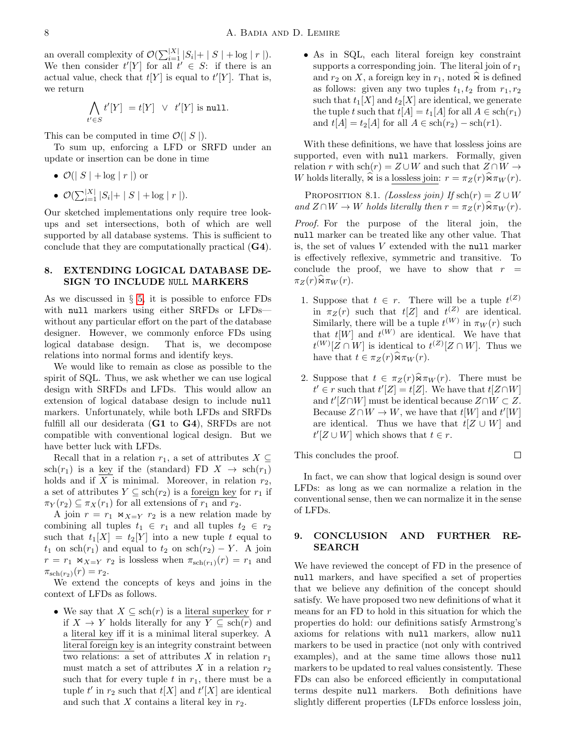an overall complexity of $\mathcal{O}(\sum_{i=1}^{|X|} |S_i| + |S| + \log |r|)$. We then consider $t'[Y]$ for all $t' \in S$: if there is an actual value, check that $t[Y]$ is equal to $t'[Y]$. That is, we return

$$\bigwedge_{t' \in S} t'[Y] = t[Y] \;\vee\; t'[Y] \text{ is } \texttt{null}.$$

This can be computed in time $\mathcal{O}(|S|)$.

To sum up, enforcing a LFD or SRFD under an update or insertion can be done in time

- $\mathcal{O}(|S| + \log |r|)$ or
- $\mathcal{O}(\sum_{i=1}^{|X|} |S_i| + |S| + \log |r|)$.

Our sketched implementations only require tree lookups and set intersections, both of which are well supported by all database systems. This is sufficient to conclude that they are computationally practical (**G4**).

## 8. EXTENDING LOGICAL DATABASE DESIGN TO INCLUDE NULL MARKERS

As we discussed in § 5, it is possible to enforce FDs with `null` markers using either SRFDs or LFDs—without any particular effort on the part of the database designer. However, we commonly enforce FDs using logical database design. That is, we decompose relations into normal forms and identify keys.

We would like to remain as close as possible to the spirit of SQL. Thus, we ask whether we can use logical design with SRFDs and LFDs. This would allow an extension of logical database design to include `null` markers. Unfortunately, while both LFDs and SRFDs fulfill all our desiderata (**G1** to **G4**), SRFDs are not compatible with conventional logical design. But we have better luck with LFDs.

Recall that in a relation $r_1$, a set of attributes $X \subseteq \text{sch}(r_1)$ is a key if the (standard) FD $X \to \text{sch}(r_1)$ holds and if $X$ is minimal. Moreover, in relation $r_2$, a set of attributes $Y \subseteq \text{sch}(r_2)$ is a foreign key for $r_1$ if $\pi_Y(r_2) \subseteq \pi_X(r_1)$ for all extensions of $r_1$ and $r_2$.

A join $r = r_1 \bowtie_{X=Y} r_2$ is a new relation made by combining all tuples $t_1 \in r_1$ and all tuples $t_2 \in r_2$ such that $t_1[X] = t_2[Y]$ into a new tuple $t$ equal to $t_1$ on $\text{sch}(r_1)$ and equal to $t_2$ on $\text{sch}(r_2) - Y$. A join $r = r_1 \bowtie_{X=Y} r_2$ is lossless when $\pi_{\text{sch}(r_1)}(r) = r_1$ and $\pi_{\text{sch}(r_2)}(r) = r_2$.

We extend the concepts of keys and joins in the context of LFDs as follows.

- We say that $X \subseteq \text{sch}(r)$ is a literal superkey for $r$ if $X \to Y$ holds literally for any $Y \subseteq \text{sch}(r)$ and a literal key iff it is a minimal literal superkey. A literal foreign key is an integrity constraint between two relations: a set of attributes $X$ in relation $r_1$ must match a set of attributes $X$ in a relation $r_2$ such that for every tuple $t$ in $r_1$, there must be a tuple $t'$ in $r_2$ such that $t[X]$ and $t'[X]$ are identical and such that $X$ contains a literal key in $r_2$.
- As in SQL, each literal foreign key constraint supports a corresponding join. The literal join of $r_1$ and $r_2$ on $X$, a foreign key in $r_1$, noted $\widehat{\bowtie}$ is defined as follows: given any two tuples $t_1, t_2$ from $r_1, r_2$ such that $t_1[X]$ and $t_2[X]$ are identical, we generate the tuple $t$ such that $t[A] = t_1[A]$ for all $A \in \text{sch}(r_1)$ and $t[A] = t_2[A]$ for all $A \in \text{sch}(r_2) - \text{sch}(r1)$.

With these definitions, we have that lossless joins are supported, even with `null` markers. Formally, given relation $r$ with $\text{sch}(r) = Z \cup W$ and such that $Z \cap W \to W$ holds literally, $\widehat{\bowtie}$ is a lossless join: $r = \pi_Z(r) \widehat{\bowtie} \pi_W(r)$.

PROPOSITION 8.1. *(Lossless join) If $\text{sch}(r) = Z \cup W$ and $Z \cap W \to W$ holds literally then $r = \pi_Z(r) \widehat{\bowtie} \pi_W(r)$.*

*Proof.* For the purpose of the literal join, the `null` marker can be treated like any other value. That is, the set of values $V$ extended with the `null` marker is effectively reflexive, symmetric and transitive. To conclude the proof, we have to show that $r = \pi_Z(r) \widehat{\bowtie} \pi_W(r)$.

1. Suppose that $t \in r$. There will be a tuple $t^{(Z)}$ in $\pi_Z(r)$ such that $t[Z]$ and $t^{(Z)}$ are identical. Similarly, there will be a tuple $t^{(W)}$ in $\pi_W(r)$ such that $t[W]$ and $t^{(W)}$ are identical. We have that $t^{(W)}[Z \cap W]$ is identical to $t^{(Z)}[Z \cap W]$. Thus we have that $t \in \pi_Z(r) \widehat{\bowtie} \pi_W(r)$.
2. Suppose that $t \in \pi_Z(r) \widehat{\bowtie} \pi_W(r)$. There must be $t' \in r$ such that $t'[Z] = t[Z]$. We have that $t[Z \cap W]$ and $t'[Z \cap W]$ must be identical because $Z \cap W \subset Z$. Because $Z \cap W \to W$, we have that $t[W]$ and $t'[W]$ are identical. Thus we have that $t[Z \cup W]$ and $t'[Z \cup W]$ which shows that $t \in r$.

This concludes the proof. □

In fact, we can show that logical design is sound over LFDs: as long as we can normalize a relation in the conventional sense, then we can normalize it in the sense of LFDs.

## 9. CONCLUSION AND FURTHER RESEARCH

We have reviewed the concept of FD in the presence of `null` markers, and have specified a set of properties that we believe any definition of the concept should satisfy. We have proposed two new definitions of what it means for an FD to hold in this situation for which the properties do hold: our definitions satisfy Armstrong's axioms for relations with `null` markers, allow `null` markers to be used in practice (not only with contrived examples), and at the same time allows those `null` markers to be updated to real values consistently. These FDs can also be enforced efficiently in computational terms despite `null` markers. Both definitions have slightly different properties (LFDs enforce lossless join,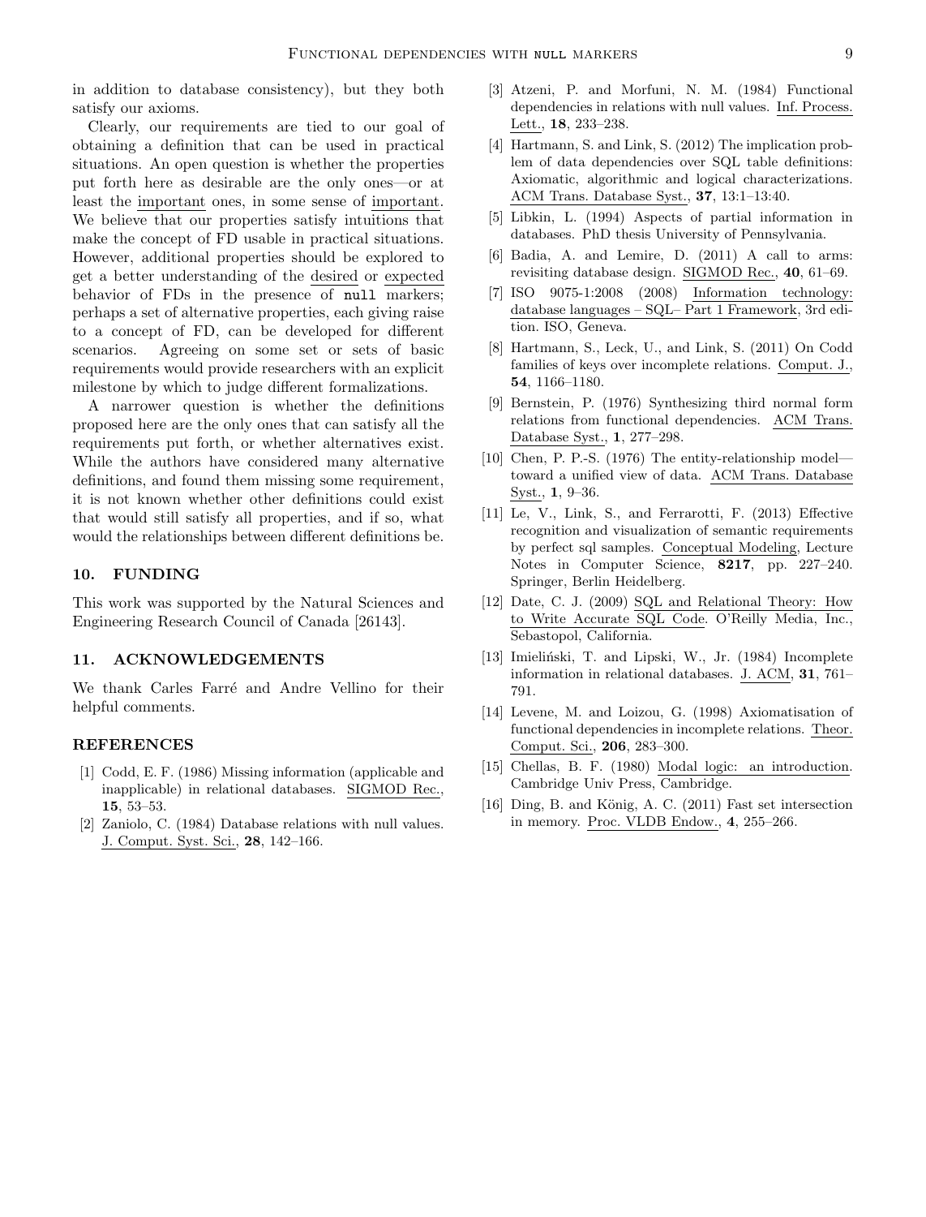in addition to database consistency), but they both satisfy our axioms.

Clearly, our requirements are tied to our goal of obtaining a definition that can be used in practical situations. An open question is whether the properties put forth here as desirable are the only ones—or at least the important ones, in some sense of important. We believe that our properties satisfy intuitions that make the concept of FD usable in practical situations. However, additional properties should be explored to get a better understanding of the desired or expected behavior of FDs in the presence of `null` markers; perhaps a set of alternative properties, each giving raise to a concept of FD, can be developed for different scenarios. Agreeing on some set or sets of basic requirements would provide researchers with an explicit milestone by which to judge different formalizations.

A narrower question is whether the definitions proposed here are the only ones that can satisfy all the requirements put forth, or whether alternatives exist. While the authors have considered many alternative definitions, and found them missing some requirement, it is not known whether other definitions could exist that would still satisfy all properties, and if so, what would the relationships between different definitions be.

## 10. FUNDING

This work was supported by the Natural Sciences and Engineering Research Council of Canada [26143].

## 11. ACKNOWLEDGEMENTS

We thank Carles Farré and Andre Vellino for their helpful comments.

## REFERENCES

[1] Codd, E. F. (1986) Missing information (applicable and inapplicable) in relational databases. SIGMOD Rec., **15**, 53–53.

[2] Zaniolo, C. (1984) Database relations with null values. J. Comput. Syst. Sci., **28**, 142–166.

[3] Atzeni, P. and Morfuni, N. M. (1984) Functional dependencies in relations with null values. Inf. Process. Lett., **18**, 233–238.

[4] Hartmann, S. and Link, S. (2012) The implication problem of data dependencies over SQL table definitions: Axiomatic, algorithmic and logical characterizations. ACM Trans. Database Syst., **37**, 13:1–13:40.

[5] Libkin, L. (1994) Aspects of partial information in databases. PhD thesis University of Pennsylvania.

[6] Badia, A. and Lemire, D. (2011) A call to arms: revisiting database design. SIGMOD Rec., **40**, 61–69.

[7] ISO 9075-1:2008 (2008) Information technology: database languages – SQL– Part 1 Framework, 3rd edition. ISO, Geneva.

[8] Hartmann, S., Leck, U., and Link, S. (2011) On Codd families of keys over incomplete relations. Comput. J., **54**, 1166–1180.

[9] Bernstein, P. (1976) Synthesizing third normal form relations from functional dependencies. ACM Trans. Database Syst., **1**, 277–298.

[10] Chen, P. P.-S. (1976) The entity-relationship model—toward a unified view of data. ACM Trans. Database Syst., **1**, 9–36.

[11] Le, V., Link, S., and Ferrarotti, F. (2013) Effective recognition and visualization of semantic requirements by perfect sql samples. Conceptual Modeling, Lecture Notes in Computer Science, **8217**, pp. 227–240. Springer, Berlin Heidelberg.

[12] Date, C. J. (2009) SQL and Relational Theory: How to Write Accurate SQL Code. O'Reilly Media, Inc., Sebastopol, California.

[13] Imieliński, T. and Lipski, W., Jr. (1984) Incomplete information in relational databases. J. ACM, **31**, 761–791.

[14] Levene, M. and Loizou, G. (1998) Axiomatisation of functional dependencies in incomplete relations. Theor. Comput. Sci., **206**, 283–300.

[15] Chellas, B. F. (1980) Modal logic: an introduction. Cambridge Univ Press, Cambridge.

[16] Ding, B. and König, A. C. (2011) Fast set intersection in memory. Proc. VLDB Endow., **4**, 255–266.